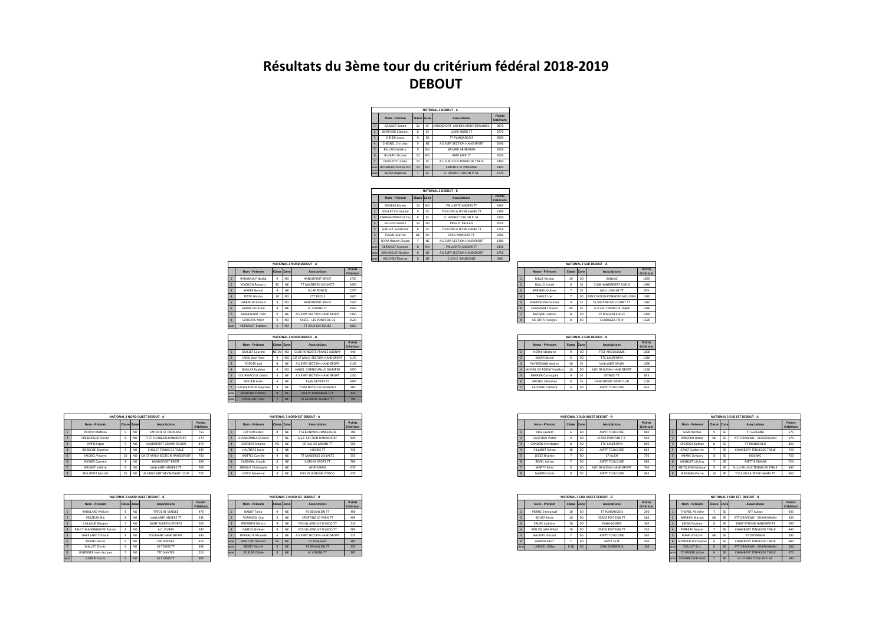# Résultats du 3ème tour du critérium fédéral 2018-2019
# DEBOUT

| NATIONAL 1 DEBOUT - A | | | | | |
|---|---|---|---|---|---|
| | Nom - Prénom | Classe | Zone | Associations | Points Critérium |
| 1 | GRASSET Benoit | 10 | SE | HANDISPORT ANTIBES MEDITERRANNEE | 2870 |
| 2 | BERTHIER Clément | 8 | SE | LOIRE NORD TT | 2770 |
| 3 | DIDIER Lucas | 9 | SO | TT PLAISANCOIS | 2820 |
| 4 | CHESNEL Christian | 9 | NE | A.S.EVRY SECTION HANDISPORT | 2640 |
| 5 | BELLAIS Frédéric | 9 | NO | BAYARD ARGENTAN | 2600 |
| 6 | BUZARD Jérome | 10 | NO | AMO MER TT | 2620 |
| 7 | CIGOLOTTI Julien | 10 | SE | A.U.V.RILLEUX TENNIS DE TABLE | 2360 |
| wo | BOUMEDOUHA Karim | 10 | NO | ENTENTE ST PIERRAISE | 1400 |
| wo | MESSI Stéphane | 7 | SE | O. HYERES TOULON P. M. | 1770 |

| NATIONAL 1 DEBOUT - B | | | | | |
|---|---|---|---|---|---|
| | Nom - Prénom | Classe | Zone | Associations | Points Critérium |
| 1 | BOHEAS Matéo | 10 | NO | VAILLANTE ANGERS TT | 1800 |
| 2 | SOULAT Christophe | 9 | SE | TOULON LA SEYNE HANDI TT | 2180 |
| 3 | KAMKASOMPHOU Thu | 8 | SE | O. HYERES TOULON P. M. | 2100 |
| 4 | GILLES Corentin | 10 | SO | PING ST PAULAIS | 2010 |
| 5 | GRILLET Guillaume | 8 | SE | TOULON LA SEYNE HANDI TT | 1750 |
| 6 | THEME Marine | NE | SO | EVEIL MENDOIS TT | 2060 |
| 7 | SORIA Robert-Claude | 7 | NE | A.S.EVRY SECTION HANDISPORT | 1280 |
| wo | SERIGNAT Francois | 8 | NO | VAILLANTE ANGERS TT | 1430 |
| wo | GRUNDELER Bastien | 6 | NE | A.S.EVRY SECTION HANDISPORT | 1750 |
| wo | BOUVIAS Thomas | 8 | NE | C.S.M.E. EAUBONNE | 800 |

| NATIONAL 2 NORD DEBOUT - A | | | | | |
|---|---|---|---|---|---|
| | Nom - Prénom | Classe | Zone | Associations | Points Critérium |
| 1 | RAIMBAULT Noelig | 9 | NO | HANDISPORT BREST | 1720 |
| 2 | VINCHON Romaric | SD | NE | TT MAZIERES-LES-METZ | 1690 |
| 3 | MARIE Benoit | 9 | NE | ULJAP RONCQ | 1270 |
| 4 | TESTU Nicolas | 10 | NO | CTT DEOLS | 1620 |
| 5 | LARRAOUI Romain | 9 | NO | HANDISPORT BREST | 1500 |
| 6 | GABAY Victorien | 8 | NE | A. VOISINS TT | 1540 |
| 7 | BLANCHARD Théo | 9 | NE | A.S.EVRY SECTION HANDISPORT | 1360 |
| 8 | LEPRETRE Marc | 9 | NO | AAEEC - LES PONTS DE CE | 1520 |
| wo | HERRAULT Esteban | 6 | NO | TT JOUE LES TOURS | 1060 |

| NATIONAL 2 NORD DEBOUT - B | | | | | |
|---|---|---|---|---|---|
| | Nom - Prénom | Classe | Zone | Associations | Points Critérium |
| 1 | QUILLET Laurent | NE-DV | NO | CLUB PONGISTE FRANCE AIZENAY | 940 |
| 2 | JAGU Jean-Yves | 9 | NO | CJF ST MALO SECTION HANDISPORT | 1170 |
| 3 | POPOTE Joel | 8 | NE | A.S.EVRY SECTION HANDISPORT | 1140 |
| 4 | GUILLAS Baptiste | 9 | NO | HANDI. CORNOUAILLE QUIMPER | 1070 |
| 5 | COURMACEUL Cédric | 8 | NE | A.S.EVRY SECTION HANDISPORT | 1250 |
| 6 | JAOUEN Alain | 9 | NE | ELAN NEVERS TT | 1090 |
| 7 | QUIQUEMPOIX Stéphane | 8 | NE | TTSM NOYELLES GODAULT | 900 |
| wo | LESOURD Thomas | 8 | NE | CHILLY-MORANGIS CTT | 420 |
| wo | LAVALLART Axel | 7 | NE | St LAURENT BLANGY TT | 790 |

| NATIONAL 2 SUD DEBOUT - A | | | | | |
|---|---|---|---|---|---|
| | Noms - Prénoms | Classe | Zone | Associations | Points Critérium |
| 1 | MILLE Nicolas | 10 | SO | GAILLAC | 1670 |
| 2 | DIALLO Lionel | 8 | SE | CLUB HANDISPORT AIXOIS | 1640 |
| 3 | BARNEOUD Anne | 7 | SE | ASUL LYON 8E TT | 970 |
| 4 | VIAULT Loic | 7 | SO | ASSOCIATION PONGISTE MELUSINE | 1380 |
| 5 | BANESSY Pierre-Yves | 9 | SE | ES VILLENEUVE LOUBET TT | 1610 |
| 6 | CHASSIGNET Olivier | SD | SE | A.U.V.R. TENNIS DE TABLE | 1580 |
| 7 | BACQUE Ludovic | 8 | SO | CP D'AIGREFEUILLE | 1450 |
| 8 | DE ORTA François | 8 | SO | ES BRUGES TTHV | 1520 |

| NATIONAL 2 SUD DEBOUT - B | | | | | |
|---|---|---|---|---|---|
| | Noms - Prénoms | Classe | Zone | Associations | Points Critérium |
| 1 | HERVE Stéphane | 9 | SO | TTGF ANGOULEME | 1000 |
| 2 | SAYAH Kamel | 6 | SO | TTC LAURENTIN | 1320 |
| 3 | PAYSSERAND Audrey | 10 | SE | VAILLANTE SALON | 1090 |
| 4 | MICHEL DE ROISSY Frédéric | 10 | SO | MJC GRUISSAN HANDISPORT | 1160 |
| 5 | BARBIER Christophe | 9 | SE | SEYNOD TT | 855 |
| 6 | MICHEL Sébastien | 8 | SE | HANDISPORT AZUR CLUB | 1130 |
| 7 | LATORRE Clément | 6 | SO | ASPTT TOULOUSE | 820 |

| NATIONAL 3 NORD OUEST DEBOUT - A | | | | | |
|---|---|---|---|---|---|
| | Nom - Prénom | Classe | Zone | Associations | Points Critérium |
| 1 | PROTIN Mathieu | 9 | NO | ENTENTE ST PIERRAISE | 755 |
| 2 | FREIBURGER Florian | 8 | NO | TT ST HERBLAIN HANDISPORT | 570 |
| 3 | EMPIS Edgar | 9 | NO | HANDISPORT GRAND ROUEN | 870 |
| 4 | BOBECHE Séverine | 9 | NO | CHOLET TENNIS DE TABLE | 645 |
| 5 | MICHEL Vincent | 10 | NO | CJF ST MALO SECTION HANDISPORT | 760 |
| 6 | RICHER Quentin | 8 | NO | HANDISPORT BREST | 690 |
| 7 | BRUNET Valérie | 9 | NO | VAILLANTE ANGERS TT | 700 |
| 8 | PHILIPPOT Martial | 10 | NO | US SAINT BERTHEVIN/SAINT LOUP | 720 |

| NATIONAL 3 NORD EST DEBOUT - A | | | | | |
|---|---|---|---|---|---|
| | Nom - Prénom | Classe | Zone | Associations | Points Critérium |
| 1 | LOTTON Robin | 8 | NE | TTA BONPAIN-DUNKERQUE | 790 |
| 2 | CHARBONNEAU Eliane | 7 | NE | A.S.E. SECTION HANDISPORT | 840 |
| 3 | GARNIER Antoine | NE | NE | CD VAL DE MARNE TT | 550 |
| 4 | HAUTIERE Lucie | 8 | NE | VOISINS TT | 730 |
| 5 | KNITTEL Camille | 9 | NE | TT MAZIERES LES METZ | 555 |
| 6 | CARDINAL Claude | 8 | NE | ANTONY SPORT TT | 700 |
| 7 | SZEKULA Christophe | 8 | NE | AP ROUBAIX | 670 |
| 8 | LEDUC Maxence | 8 | NE | FOS VILLENEUVE D'ASCQ | 670 |

| NATIONAL 3 SUD OUEST DEBOUT - A | | | | | |
|---|---|---|---|---|---|
| | Nom - Prénom | Classe | Zone | Associations | Points Critérium |
| 1 | DIAZ Laurent | 6 | SO | ASPTT TOULOUSE | 960 |
| 2 | GAUTHIER Victor | 9 | SO | STADE POITEVIN T.T. | 920 |
| 3 | GANDON Christophe | 8 | SO | TTC LAURENTIN | 800 |
| 4 | VILLARET Simon | 10 | SO | ASPTT TOULOUSE | 665 |
| 5 | LECEE Brigitte | 7 | SO | CP AUCH | 730 |
| 6 | REVEL Adrien | 7 | SO | ASPTT TOULOUSE | 580 |
| 7 | MARTY Aline | 9 | SO | MJC GRUISSAN HANDISPORT | 700 |
| 8 | MARTIN Yanis | 8 | SO | ASPTT TOULOUSE | 485 |

| NATIONAL 3 SUD EST DEBOUT - A | | | | | |
|---|---|---|---|---|---|
| | Nom - Prénom | Classe | Zone | Associations | Points Critérium |
| 1 | GAZE Nicolas | 9 | SE | TT GERLAND | 575 |
| 2 | SANDRINI Didier | NE | SE | ATT DRACENIE - DRAGUIGNAN | 570 |
| 3 | SPEZZIGA Nathan | 8 | SE | TT MANDELIEU | 820 |
| 4 | GAYET Catherine | 7 | SE | CHAMBERY TENNIS DE TABLE | 720 |
| 5 | MIANE Grégory | 8 | SE | ROGNAC | 750 |
| 6 | IVENELET Jérémy | 7 | SE | ASPTT ROMANS | 720 |
| 7 | ANTOLINOS Mickael | 9 | SE | A.U.V.RILLEUX TENNIS DE TABLE | 940 |
| 8 | JEANJEAN Pierre | 10 | SE | TOULON LA SEYNE HANDI TT | 650 |

| NATIONAL 3 NORD OUEST DEBOUT - B | | | | | |
|---|---|---|---|---|---|
| | Nom - Prénom | Classe | Zone | Associations | Points Critérium |
| 1 | BABILLARD Melvyn | 8 | NO | TTROCHE VENDEE | 470 |
| 2 | PREZELIN Elie | 8 | NO | VAILLANTE ANGERS TT | 545 |
| 3 | CAILLAUD Morgan | 7 | NO | SAINT AVERTIN SPORTS | 260 |
| 4 | RAULT-MAISONNEUVE Patrice | 8 | NO | A.C. PLERIN | 590 |
| 5 | GABILLARD Thibault | 8 | NO | TOURAINE HANDISPORT | 390 |
| 6 | MOREL Hervé | 9 | NO | CPF AIZENAY | 410 |
| 7 | MALLET Dimitri | 6 | NO | 4S TOURS TT | 340 |
| 8 | LEGENDRE Jean-Jacques | 7 | NO | TTC NANTES | 210 |
| wo | JUVIN François | 8 | NO | 4S TOURS TT | 300 |

| NATIONAL 3 NORD EST DEBOUT - B | | | | | |
|---|---|---|---|---|---|
| | Nom - Prénom | Classe | Zone | Associations | Points Critérium |
| 1 | BABOT Tania | 9 | NE | PS BESANCON TT | 490 |
| 2 | TOMASSO Guy | 9 | NE | SPORTING 20 PARIS TT | 495 |
| 3 | SPIESSENS Gérard | 9 | NE | FOS VILLENEUVE D'ASCQ TT | 310 |
| 4 | CARELS Mickael | 8 | NE | FOS VILLENEUVE D'ASCQ TT | 500 |
| 5 | DERKAOUI Mouade | 6 | NE | A.S.EVRY SECTION HANDISPORT | 525 |
| wo | GRILLON Thibault | EC | NE | CC Donjoutin | 185 |
| wo | GRISEY Muriel | 9 | NE | PS BESANCON TT | 230 |
| wo | STUDER Céline | 8 | NE | A. VOISINS TT | 205 |

| NATIONAL 3 SUD OUEST DEBOUT - B | | | | | |
|---|---|---|---|---|---|
| | Nom - Prénom | Classe | Zone | Associations | Points Critérium |
| 1 | PIERRE Emmanuel | 10 | SO | TT PLAISANCOIS | 290 |
| 2 | ROUDY Kévin | 10 | SO | STADE POITEVIN TT | 360 |
| 3 | FAURE Ludivine | 10 | SO | PANA-LOISIRS | 260 |
| 4 | BEN SELLAM Walid | 10 | SO | STADE POITEVIN TT | 310 |
| 5 | BAUDRY Vincent | 7 | SO | ASPTT TOULOUSE | 590 |
| 6 | GAMON Marc | 7 | SO | ASPTT SETE | 500 |
| wo | LARRIEU Gilles | 8 SD | SO | CAM BORDEAUX | 190 |

| NATIONAL 3 SUD EST DEBOUT - B | | | | | |
|---|---|---|---|---|---|
| | Nom - Prénom | Classe | Zone | Associations | Points Critérium |
| 1 | THOREL Michèle | 7 | SE | ATT Aubiat | 435 |
| 2 | BARBIER Marion | NE | SE | ATT DRACENIE - DRAGUIGNAN | 335 |
| 3 | KINGA Pacôme | 8 | SE | SAINT ETIENNE HANDISPORT | 590 |
| 4 | FERRERE Sylvain | 7 | SE | CHAMBERY TENNIS DE TABLE | 440 |
| 5 | MIRALLES Cyril | NE | SE | TT DYONISIEN | 280 |
| 6 | MOSNIER Dominique | 6 | SE | CHAMBERY TENNIS DE TABLE | 400 |
| wo | VOULOT Eric | 8 | SE | ATT DRACENIE - DRAGUIGNAN | 260 |
| wo | TOURNIER Johan | 6 | SE | CHAMBERY TENNIS DE TABLE | 370 |
| wo | DOURBECKER Kévin | 7 | SE | O. HYERES TOULON P. M. | 190 |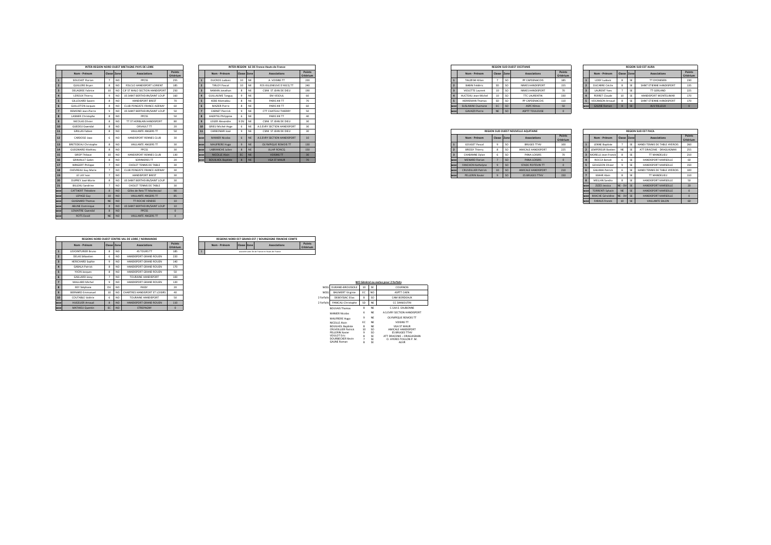## INTER-REGION NORD OUEST BRETAGNE-PAYS DE LOIRE

| | Nom - Prénom | Classe | Zone | Associations | Points Critérium |
|---|---|---|---|---|---|
| 1 | SOUCHET Florian | 7 | NO | PPCSS | 255 |
| 2 | QUILLERE Bryan | 8 | NO | FOLCLO HANDISPORT LORIENT | 185 |
| 3 | DELAGREE Fabrice | 10 | NO | CJF ST MALO SECTION HANDISPORT | 250 |
| 4 | LEROUX Thierry | 9 | NO | US SAINT BERTHEVIN/SAINT LOUP | 160 |
| 5 | GILLOUARD Swann | 8 | NO | HANDISPORT BREST | 70 |
| 6 | GUILLOTON Jacques | 8 | NO | CLUB PONGISTE FRANCE AUZENAY | 60 |
| 7 | REMOND Jean-Pierre | 9 | NO | US SAINT BERTHEVIN/SAINT LOUP | 50 |
| 8 | LASNIER Christophe | 8 | NO | PPCSS | 50 |
| 9 | NICOLAS Olivier | 8 | NO | TT ST HERBLAIN HANDISPORT | 80 |
| 10 | GUEDEU Gwendal | 8 | NO | ORVAULT TT | 20 |
| 11 | GRILLAS Fabien | 8 | NO | VAILLANTE ANGERS TT | 50 |
| 12 | CARDOSO Joao | 6 | NO | HANDISPORT RENNES CLUB | 30 |
| 13 | BRETEDEAU Christophe | 8 | NO | VAILLANTE ANGERS TT | 30 |
| 14 | GUEGNIARD Mathieu | 8 | NO | PPCSS | 30 |
| 15 | SIROP Thibaut | 10 | NO | HANDISPORT RENNES CLUB | 130 |
| 16 | GRIMAULT Gabin | 8 | NO | SORINIERES TT | 20 |
| 17 | WINGERT Philippe | 7 | NO | CHOLET TENNIS DE TABLE | 30 |
| 18 | CHEVREAU Guy-Marie | 7 | NO | CLUB PONGISTE FRANCE AUZENAY | 30 |
| 19 | LE LAY Ivan | 7 | NO | HANDISPORT BREST | 30 |
| 20 | DUPREY José-Marie | 8 | NO | US SAINT BERTHEVIN/SAINT LOUP | 30 |
| 21 | BILLEAU Sandrine | 7 | NO | CHOLET TENNIS DE TABLE | 30 |
| WOE | CATTAERT Théodore | 8 | NO | Gilles de Retz TT Machecoul | 90 |
| WOE | LEPAGE Guy | 10 | NO | VAILLANTE ANGERS TT | 85 |
| WOE | GUIGNARD Thomas | NE | NO | TT ROCHE VENDEE | 10 |
| WOE | ABLINE Dominique | 8 | NO | US SAINT BERTHEVIN/SAINT LOUP | 10 |
| WOE | LEMAITRE Gwendal | 8 | NO | PPCSS | 0 |
| WOE | ROTS David | NE | NO | VAILLANTE ANGERS TT | 0 |

## INTER-REGION ILE DE France-Hauts de France

| | Nom - Prénom | Classe | Zone | Associations | Points Critérium |
|---|---|---|---|---|---|
| 1 | DUCROS Ludovic | 10 | NE | A. VOISINS TT | 220 |
| 2 | TIRLOY Pascal | 10 | NE | FOS VILLENEUVE D'ASCQ TT | 240 |
| 3 | NAMAN Jonathan | 8 | NE | CSINI ST JEAN DE DIEU | 190 |
| 4 | GUILLAUME Tanguy | 9 | NE | EM VESOUL | 60 |
| 5 | KEBE Mamadou | 8 | NE | PARIS XIII TT | 70 |
| 6 | MAZIER Pierre | 8 | NE | PARIS XIII TT | 60 |
| 7 | CARNET Pierrick | 9 | NE | CTT CHATEAU THIERRY | 50 |
| 8 | HAERTIG Philippine | 6 | NE | PARIS XIII TT | 40 |
| 9 | LEGER Alexandre | 9 DV | NE | CSINI ST JEAN DE DIEU | 30 |
| 10 | GRIEU Michel-Ange | 6 | NE | A.S EVRY SECTION HANDISPORT | 30 |
| 11 | CARBONARI José | 9 | NE | CSINI ST JEAN DE DIEU | 30 |
| WOE | MANIER Nicolas | 6 | NE | A.S EVRY SECTION HANDISPORT | 10 |
| WOE | MAUFRERE Hugo | 9 | NE | OLYMPIQUE REMOIS TT | 130 |
| WOE | LABRANCHE Julien | 8 | NE | ULJAP RONCQ | 150 |
| WOE | NICOLLE Alain | EC | NE | VOISINS TT | 30 |
| WOE | BOUILHOL Baptiste | 8 | NE | VGA ST MAUR | 70 |

## REGION SUD OUEST OCCITANIE

| | Nom - Prénom | Classe | Zone | Associations | Points Critérium |
|---|---|---|---|---|---|
| 1 | TAUZESKI Kilian | 7 | SO | PP CAPDENACOIS | 185 |
| 2 | BABIN Frédéric | SO | SO | NIMES HANDISPORT | 155 |
| 3 | VIOLETTE Laurent | 10 | SO | NIMES HANDISPORT | 70 |
| 4 | HUCTEAU Jean-Michel | 10 | SO | TTC LAURENTIN | 330 |
| 5 | HERREMAN Thomas | SO | SO | PP CAPDENACOIS | 110 |
| WOE | SUSLAWAK Ousmane | EC | SO | ASPC Nîmes | 50 |
| WOE | GAVAZZI Pierre | NE | SO | ASPTT TOULOUSE | 0 |

## REGION SUD EST AURA

| | Nom - Prénom | Classe | Zone | Associations | Points Critérium |
|---|---|---|---|---|---|
| 1 | LOISY Ludovic | 8 | SE | TT DYONISIEN | 230 |
| 2 | DUCARRE Cécile | 8 | SE | SAINT ETIENNE HANDISPORT | 135 |
| 3 | LAURENT Yves | 7 | SE | TT GERLAND | 225 |
| 4 | PERRET Claude | 10 | SE | HANDISPORT MONTELIMAR | 170 |
| 5 | VOCANSON Arnaud | 8 | SE | SAINT ETIENNE HANDISPORT | 170 |
| WOE | GAUNE Roman | 8 | SE | AUV BILLEUX | 0 |

## REGION SUD OUEST NOUVELLE AQUITAINE

| | Nom - Prénom | Classe | Zone | Associations | Points Critérium |
|---|---|---|---|---|---|
| 1 | GOUGET Pascal | 9 | SO | BRUGES TTHV | 100 |
| 2 | BRESSY Thierry | 8 | SO | AMICALE HANDISPORT | 225 |
| 3 | CHABANNE Dylan | 6 | SO | PANA-LOISIRS | 70 |
| WOE | MENARD Florian | 7 | SO | PANA-LOISIRS | 0 |
| WOE | FANCHON Katheline | 9 | SO | STADE POITEVIN TT | 0 |
| WOE | CRUVEILLIER Patrick | 10 | SO | AMICALE HANDISPORT | 210 |
| WOE | PELLERIN Xavier | 9 | SO | ES BRUGES TTHV | 150 |

## REGION SUD EST PACA

| | Nom - Prénom | Classe | Zone | Associations | Points Critérium |
|---|---|---|---|---|---|
| 1 | LENNE Baptiste | 7 | SE | HANDI TENNIS DE TABLE HYEROIS | 260 |
| 2 | LEMPEREUR Bastien | NE | SE | ATT DRACENIE - DRAGUIGNAN | 255 |
| 3 | MORELLI Jean-Franck | 8 | SE | TT MANDELIEU | 210 |
| 4 | ROCCA Benoit | 6 | SE | HANDISPORT MARSEILLE | 60 |
| 5 | GOUGEON Olivier | 9 | SE | HANDISPORT MARSEILLE | 150 |
| 6 | GALIANA Patrick | 6 | SE | HANDI TENNIS DE TABLE HYEROIS | 100 |
| 7 | MAHR Alain | 8 | SE | TT MANDELIEU | 150 |
| 8 | MELLAN Sandra | 8 | SE | HANDISPORT MARSEILLE | 50 |
| WOE | ZIZZO Jessica | NE - DV | SE | HANDISPORT MARSEILLE | 20 |
| WOE | TORRENTI Sylvain | NE | SE | HANDISPORT MARSEILLE | 0 |
| WOE | IMACHE Géraldine | NE - DV | SE | HANDISPORT MARSEILLE | 0 |
| WOE | FARAUS Franck | 10 | SE | VAILLANTE SALON | 60 |

## REGIONS NORD OUEST CENTRE-VAL DE LOIRE / NORMANDIE

| | Nom - Prénom | Classe | Zone | Associations | Points Critérium |
|---|---|---|---|---|---|
| 1 | LEVOINTURIER Bruno | 8 | NO | 4S TOURS TT | 185 |
| 2 | DELAS Sébastien | 6 | NO | HANDISPORT GRAND ROUEN | 220 |
| 3 | HERICHARD Sophie | 9 | NO | HANDISPORT GRAND ROUEN | 140 |
| 4 | GABALA Patrick | 8 | NO | HANDISPORT GRAND ROUEN | 170 |
| 5 | YVON Jacques | 8 | NO | HANDISPORT GRAND ROUEN | 50 |
| 6 | GAILLARD Jessy | 7 | NO | TOURAINE HANDISPORT | 100 |
| 7 | MAILLARD Michel | 9 | NO | HANDISPORT GRAND ROUEN | 120 |
| 8 | REY Stéphane | DV | NO | PASSY | 20 |
| 9 | BERNARD Emmanuel | 10 | NO | CHARTRES HANDISPORT ET LOISIRS | 40 |
| 10 | COUTABLE Valérie | 6 | NO | TOURAINE HANDISPORT | 50 |
| WOE | HUGELIER Arnaud | 8 | NO | HANDISPORT GRAND ROUEN | 110 |
| WOE | MATHIEU Quentin | EC | NO | ETREPAGNY | 0 |

## REGIONS NORD EST GRAND-EST / BOURGOGNE FRANCHE COMTE

| | Nom - Prénom | Classe | Zone | Associations | Points Critérium |
|---|---|---|---|---|---|
| 1 | associée avec Ile de France et Hauts de France | | | | |

## WO Général ou exclus pour 2 forfaits

| | | | | |
|---|---|---|---|---|
| WOG | DURAND-BROUSSOLE | 10 | SE | COURNON |
| WOG | BAUMERT Virginie | EC | NO | ASPTT CAEN |
| 2 forfaits | DEBEYSSAC Elias | 8 | SO | CAM BORDEAUX |
| 2 forfaits | PANICALI Christophe | SD | NE | CC DANOUTIN |
| | BOUVAIS Thomas | 8 | NE | C.S.M.E. EAUBONNE |
| | MANIER Nicolas | 6 | NE | A.S EVRY SECTION HANDISPORT |
| | MAUFRERE Hugo | 9 | NE | OLYMPIQUE REMOIS TT |
| | NICOLLE Alain | EC | NE | VOISINS TT |
| | BOUILHOL Baptiste | 8 | NE | VGA ST MAUR |
| | CRUVEILLIER Patrick | 10 | SO | AMICALE HANDISPORT |
| | PELLERIN Xavier | 9 | SO | ES BRUGES TTHV |
| | VOULOT Eric | 8 | SE | ATT DRACENIE – DRAGUIGNAN |
| | DOURBECKER Kevin | 7 | SE | O. HYERES TOULON P. M. |
| | GAUNE Roman | 8 | SE | AUVR |